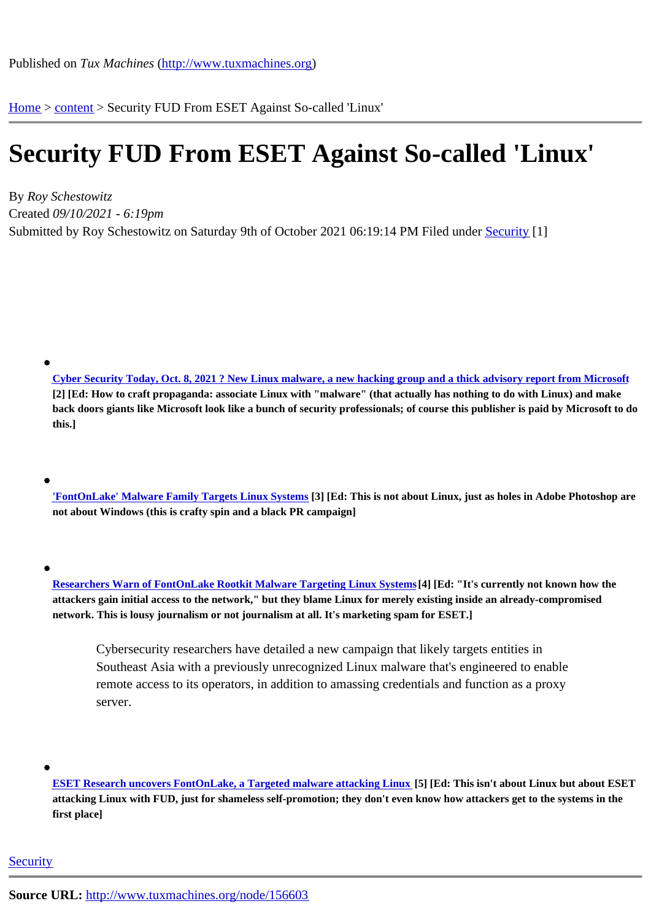Published on *Tux Machines* (http://www.tuxmachines.org)

Home > content > Security FUD From ESET Against So-called 'Linux'

# Security FUD From ESET Against So-called 'Linux'

By *Roy Schestowitz*
Created *09/10/2021 - 6:19pm*
Submitted by Roy Schestowitz on Saturday 9th of October 2021 06:19:14 PM Filed under Security [1]

- Cyber Security Today, Oct. 8, 2021 ? New Linux malware, a new hacking group and a thick advisory report from Microsoft [2] **[Ed: How to craft propaganda: associate Linux with "malware" (that actually has nothing to do with Linux) and make back doors giants like Microsoft look like a bunch of security professionals; of course this publisher is paid by Microsoft to do this.]**

- 'FontOnLake' Malware Family Targets Linux Systems [3] **[Ed: This is not about Linux, just as holes in Adobe Photoshop are not about Windows (this is crafty spin and a black PR campaign]**

- Researchers Warn of FontOnLake Rootkit Malware Targeting Linux Systems [4] **[Ed: "It's currently not known how the attackers gain initial access to the network," but they blame Linux for merely existing inside an already-compromised network. This is lousy journalism or not journalism at all. It's marketing spam for ESET.]**

  > Cybersecurity researchers have detailed a new campaign that likely targets entities in Southeast Asia with a previously unrecognized Linux malware that's engineered to enable remote access to its operators, in addition to amassing credentials and function as a proxy server.

- ESET Research uncovers FontOnLake, a Targeted malware attacking Linux [5] **[Ed: This isn't about Linux but about ESET attacking Linux with FUD, just for shameless self-promotion; they don't even know how attackers get to the systems in the first place]**

Security

**Source URL:** http://www.tuxmachines.org/node/156603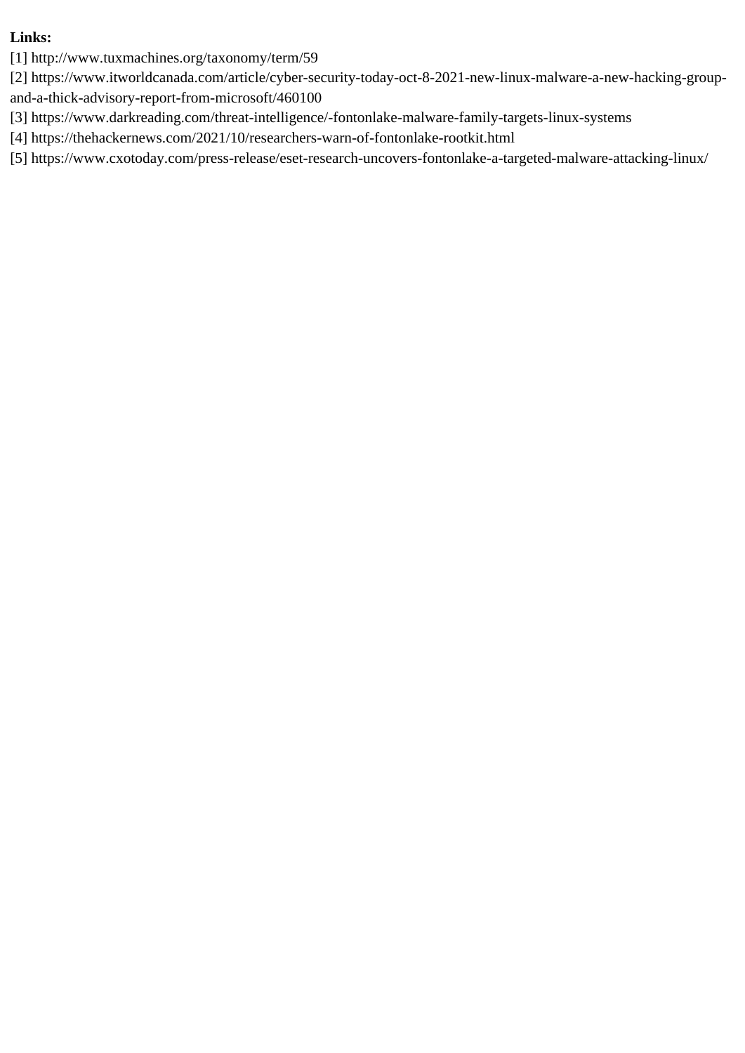**Links:**

[1] http://www.tuxmachines.org/taxonomy/term/59

[2] https://www.itworldcanada.com/article/cyber-security-today-oct-8-2021-new-linux-malware-a-new-hacking-group-and-a-thick-advisory-report-from-microsoft/460100

[3] https://www.darkreading.com/threat-intelligence/-fontonlake-malware-family-targets-linux-systems

[4] https://thehackernews.com/2021/10/researchers-warn-of-fontonlake-rootkit.html

[5] https://www.cxotoday.com/press-release/eset-research-uncovers-fontonlake-a-targeted-malware-attacking-linux/